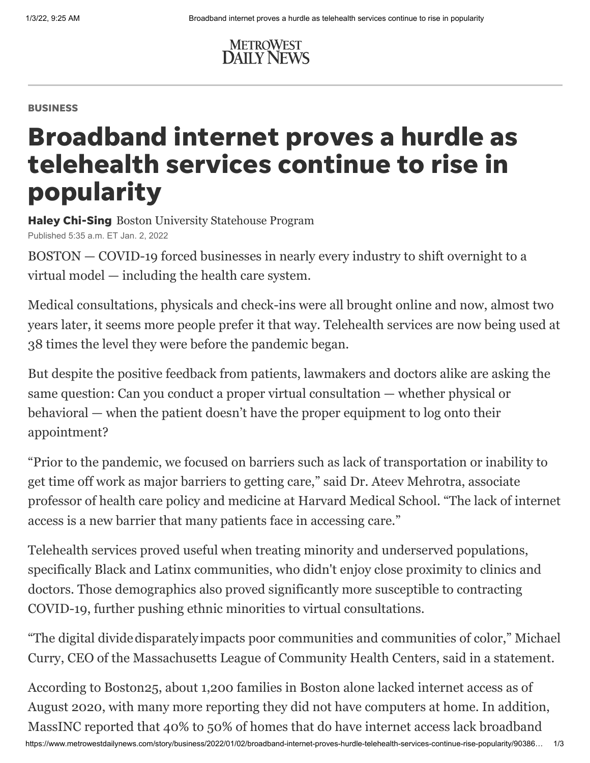METROWEST DAILY NEWS

BUSINESS

# Broadband internet proves a hurdle as telehealth services continue to rise in popularity

**Haley Chi-Sing** Boston University Statehouse Program

Published 5:35 a.m. ET Jan. 2, 2022

BOSTON — COVID-19 forced businesses in nearly every industry to shift overnight to a virtual model — including the health care system.

Medical consultations, physicals and check-ins were all brought online and now, almost two years later, it seems more people prefer it that way. Telehealth services are now being used at 38 times the level they were before the pandemic began.

But despite the positive feedback from patients, lawmakers and doctors alike are asking the same question: Can you conduct a proper virtual consultation — whether physical or behavioral — when the patient doesn't have the proper equipment to log onto their appointment?

"Prior to the pandemic, we focused on barriers such as lack of transportation or inability to get time off work as major barriers to getting care," said Dr. Ateev Mehrotra, associate professor of health care policy and medicine at Harvard Medical School. "The lack of internet access is a new barrier that many patients face in accessing care."

Telehealth services proved useful when treating minority and underserved populations, specifically Black and Latinx communities, who didn't enjoy close proximity to clinics and doctors. Those demographics also proved significantly more susceptible to contracting COVID-19, further pushing ethnic minorities to virtual consultations.

"The digital divide disparately impacts poor communities and communities of color," Michael Curry, CEO of the Massachusetts League of Community Health Centers, said in a statement.

According to Boston25, about 1,200 families in Boston alone lacked internet access as of August 2020, with many more reporting they did not have computers at home. In addition, MassINC reported that 40% to 50% of homes that do have internet access lack broadband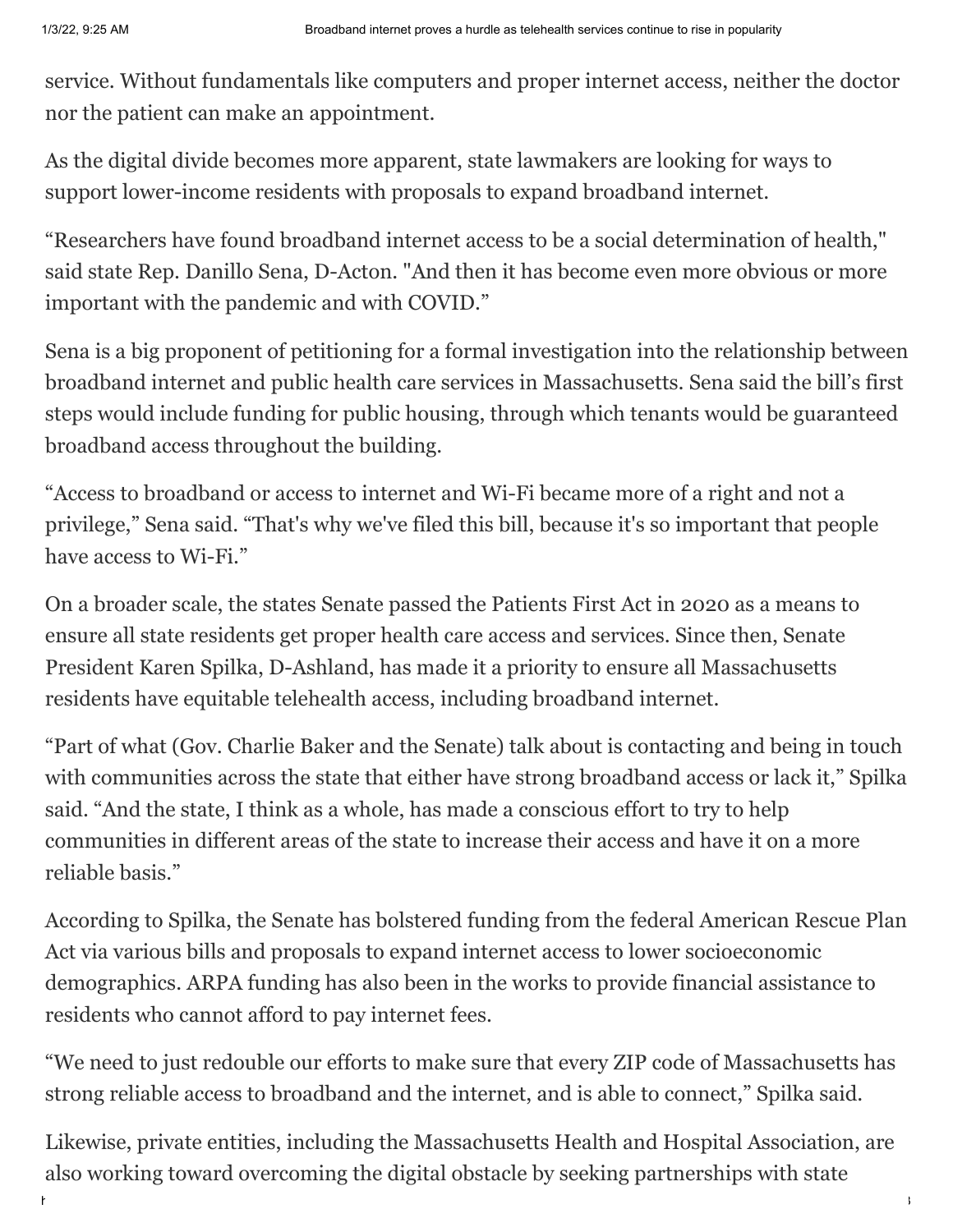service. Without fundamentals like computers and proper internet access, neither the doctor nor the patient can make an appointment.

As the digital divide becomes more apparent, state lawmakers are looking for ways to support lower-income residents with proposals to expand broadband internet.

“Researchers have found broadband internet access to be a social determination of health," said state Rep. Danillo Sena, D-Acton. "And then it has become even more obvious or more important with the pandemic and with COVID.”

Sena is a big proponent of petitioning for a formal investigation into the relationship between broadband internet and public health care services in Massachusetts. Sena said the bill’s first steps would include funding for public housing, through which tenants would be guaranteed broadband access throughout the building.

“Access to broadband or access to internet and Wi-Fi became more of a right and not a privilege,” Sena said. “That's why we've filed this bill, because it's so important that people have access to Wi-Fi.”

On a broader scale, the states Senate passed the Patients First Act in 2020 as a means to ensure all state residents get proper health care access and services. Since then, Senate President Karen Spilka, D-Ashland, has made it a priority to ensure all Massachusetts residents have equitable telehealth access, including broadband internet.

“Part of what (Gov. Charlie Baker and the Senate) talk about is contacting and being in touch with communities across the state that either have strong broadband access or lack it,” Spilka said. “And the state, I think as a whole, has made a conscious effort to try to help communities in different areas of the state to increase their access and have it on a more reliable basis.”

According to Spilka, the Senate has bolstered funding from the federal American Rescue Plan Act via various bills and proposals to expand internet access to lower socioeconomic demographics. ARPA funding has also been in the works to provide financial assistance to residents who cannot afford to pay internet fees.

“We need to just redouble our efforts to make sure that every ZIP code of Massachusetts has strong reliable access to broadband and the internet, and is able to connect,” Spilka said.

Likewise, private entities, including the Massachusetts Health and Hospital Association, are also working toward overcoming the digital obstacle by seeking partnerships with state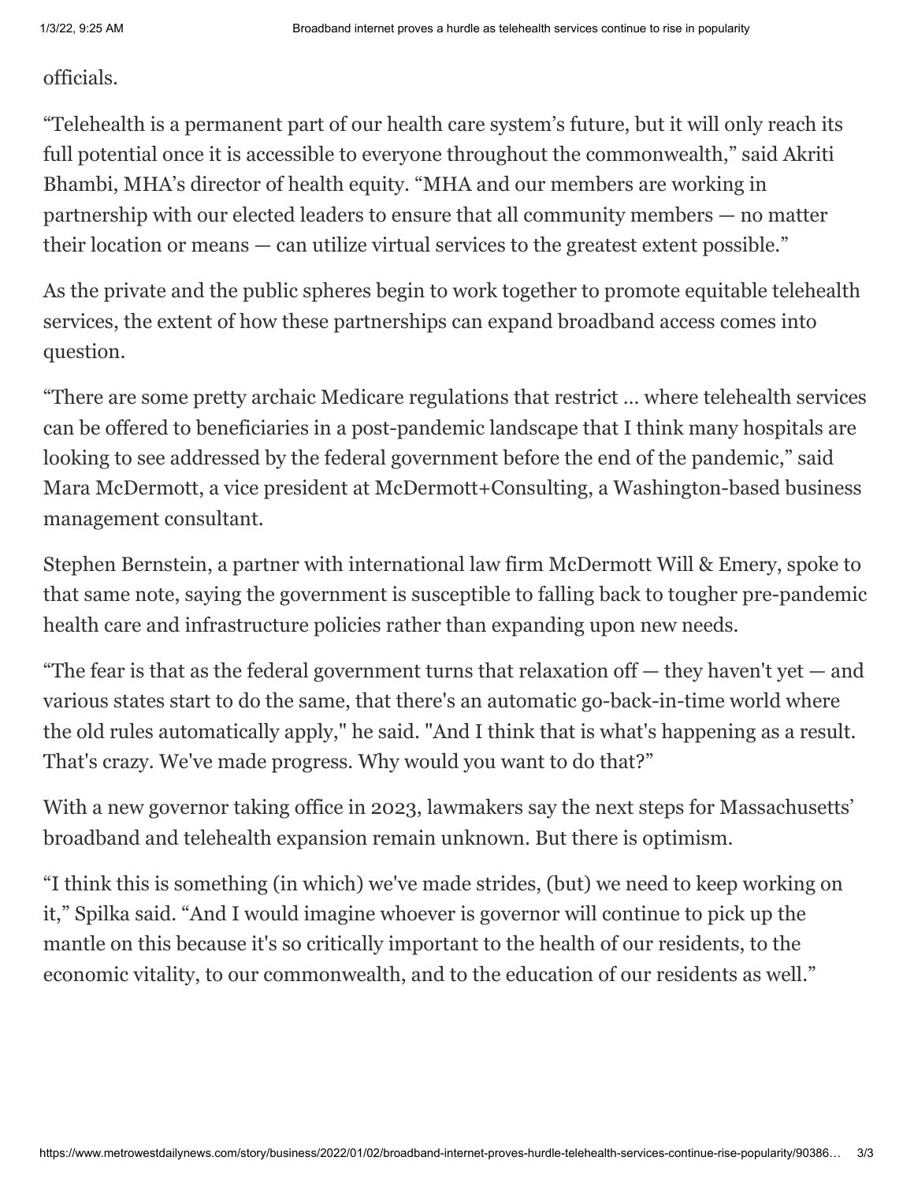officials.

"Telehealth is a permanent part of our health care system's future, but it will only reach its full potential once it is accessible to everyone throughout the commonwealth," said Akriti Bhambi, MHA's director of health equity. "MHA and our members are working in partnership with our elected leaders to ensure that all community members — no matter their location or means — can utilize virtual services to the greatest extent possible."

As the private and the public spheres begin to work together to promote equitable telehealth services, the extent of how these partnerships can expand broadband access comes into question.

"There are some pretty archaic Medicare regulations that restrict ... where telehealth services can be offered to beneficiaries in a post-pandemic landscape that I think many hospitals are looking to see addressed by the federal government before the end of the pandemic," said Mara McDermott, a vice president at McDermott+Consulting, a Washington-based business management consultant.

Stephen Bernstein, a partner with international law firm McDermott Will & Emery, spoke to that same note, saying the government is susceptible to falling back to tougher pre-pandemic health care and infrastructure policies rather than expanding upon new needs.

"The fear is that as the federal government turns that relaxation off — they haven't yet — and various states start to do the same, that there's an automatic go-back-in-time world where the old rules automatically apply," he said. "And I think that is what's happening as a result. That's crazy. We've made progress. Why would you want to do that?"

With a new governor taking office in 2023, lawmakers say the next steps for Massachusetts' broadband and telehealth expansion remain unknown. But there is optimism.

"I think this is something (in which) we've made strides, (but) we need to keep working on it," Spilka said. "And I would imagine whoever is governor will continue to pick up the mantle on this because it's so critically important to the health of our residents, to the economic vitality, to our commonwealth, and to the education of our residents as well."